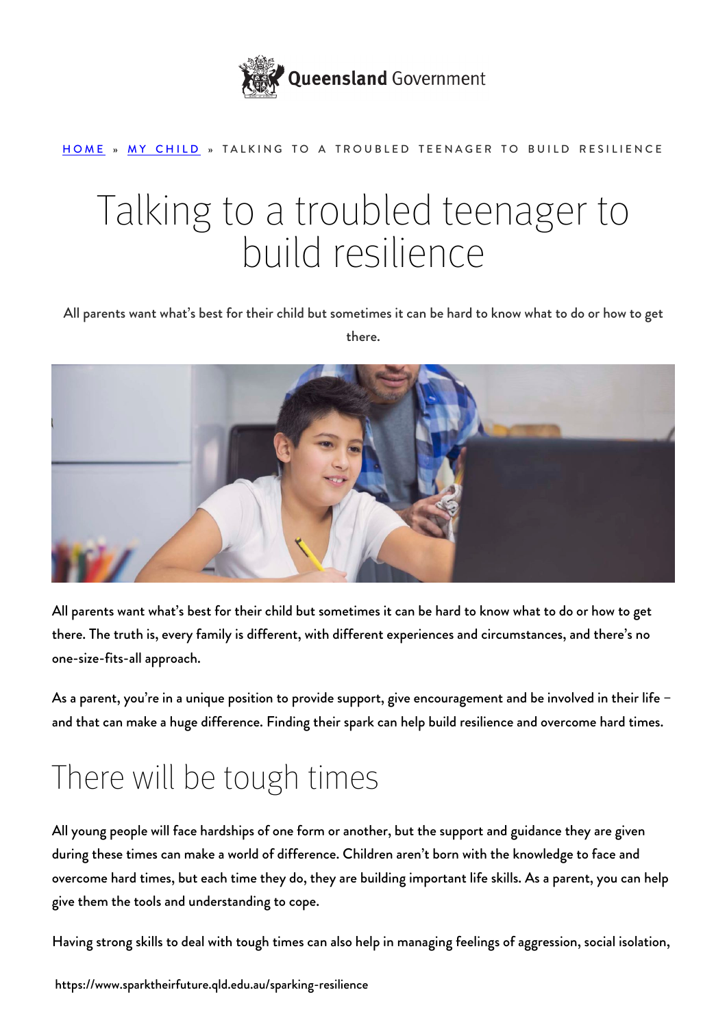Queensland Government

HOME » MY CHILD » TALKING TO A TROUBLED TEENAGER TO BUILD RESILIENCE

# Talking to a troubled teenager to build resilience

All parents want what's best for their child but sometimes it can be hard to know what to do or how to get there.

All parents want what's best for their child but sometimes it can be hard to know what to do or how to get there. The truth is, every family is different, with different experiences and circumstances, and there's no one-size-fits-all approach.

As a parent, you're in a unique position to provide support, give encouragement and be involved in their life – and that can make a huge difference. Finding their spark can help build resilience and overcome hard times.

## There will be tough times

All young people will face hardships of one form or another, but the support and guidance they are given during these times can make a world of difference. Children aren't born with the knowledge to face and overcome hard times, but each time they do, they are building important life skills. As a parent, you can help give them the tools and understanding to cope.

Having strong skills to deal with tough times can also help in managing feelings of aggression, social isolation,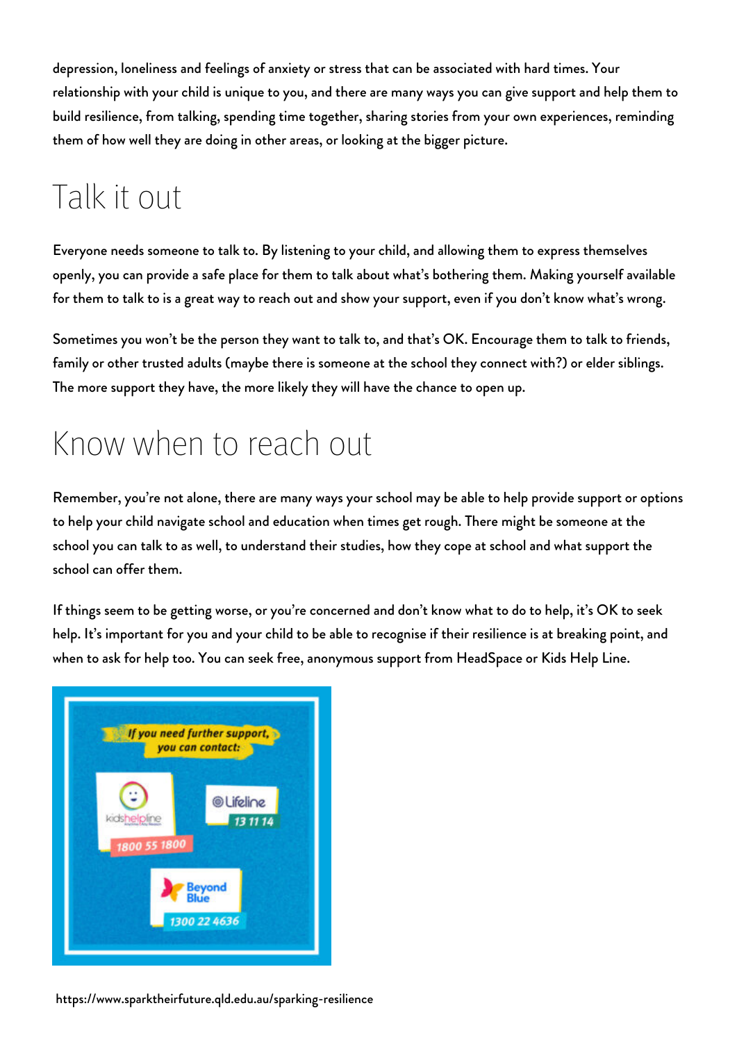depression, loneliness and feelings of anxiety or stress that can be associated with hard times. Your relationship with your child is unique to you, and there are many ways you can give support and help them to build resilience, from talking, spending time together, sharing stories from your own experiences, reminding them of how well they are doing in other areas, or looking at the bigger picture.

# Talk it out

Everyone needs someone to talk to. By listening to your child, and allowing them to express themselves openly, you can provide a safe place for them to talk about what's bothering them. Making yourself available for them to talk to is a great way to reach out and show your support, even if you don't know what's wrong.

Sometimes you won't be the person they want to talk to, and that's OK. Encourage them to talk to friends, family or other trusted adults (maybe there is someone at the school they connect with?) or elder siblings. The more support they have, the more likely they will have the chance to open up.

# Know when to reach out

Remember, you're not alone, there are many ways your school may be able to help provide support or options to help your child navigate school and education when times get rough. There might be someone at the school you can talk to as well, to understand their studies, how they cope at school and what support the school can offer them.

If things seem to be getting worse, or you're concerned and don't know what to do to help, it's OK to seek help. It's important for you and your child to be able to recognise if their resilience is at breaking point, and when to ask for help too. You can seek free, anonymous support from HeadSpace or Kids Help Line.

*If you need further support, you can contact:*

- kidshelpline – 1800 55 1800
- Lifeline – 13 11 14
- Beyond Blue – 1300 22 4636

https://www.sparktheirfuture.qld.edu.au/sparking-resilience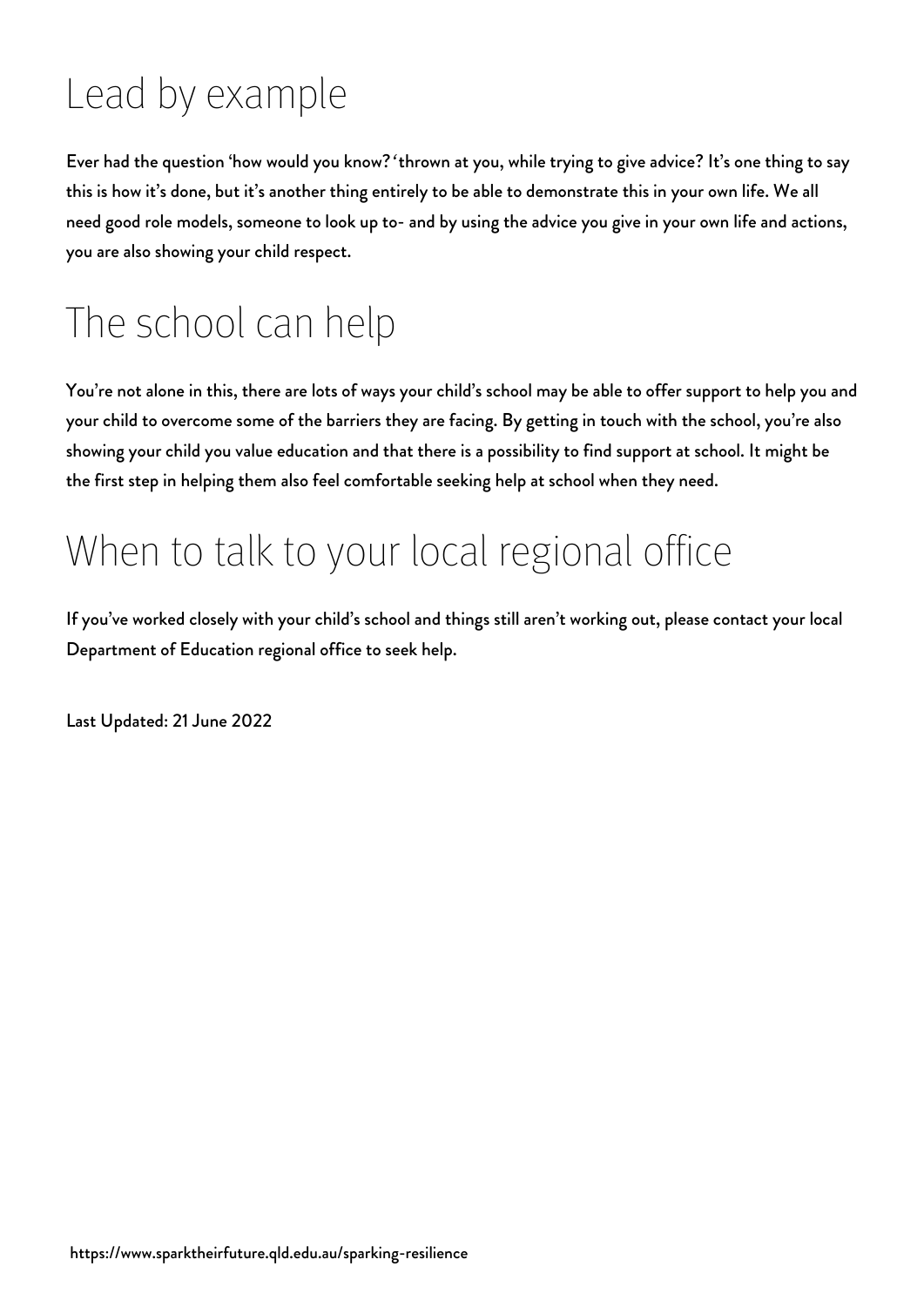## Lead by example

Ever had the question 'how would you know?' thrown at you, while trying to give advice? It's one thing to say this is how it's done, but it's another thing entirely to be able to demonstrate this in your own life. We all need good role models, someone to look up to- and by using the advice you give in your own life and actions, you are also showing your child respect.

## The school can help

You're not alone in this, there are lots of ways your child's school may be able to offer support to help you and your child to overcome some of the barriers they are facing. By getting in touch with the school, you're also showing your child you value education and that there is a possibility to find support at school. It might be the first step in helping them also feel comfortable seeking help at school when they need.

## When to talk to your local regional office

If you've worked closely with your child's school and things still aren't working out, please contact your local Department of Education regional office to seek help.

Last Updated: 21 June 2022

https://www.sparktheirfuture.qld.edu.au/sparking-resilience